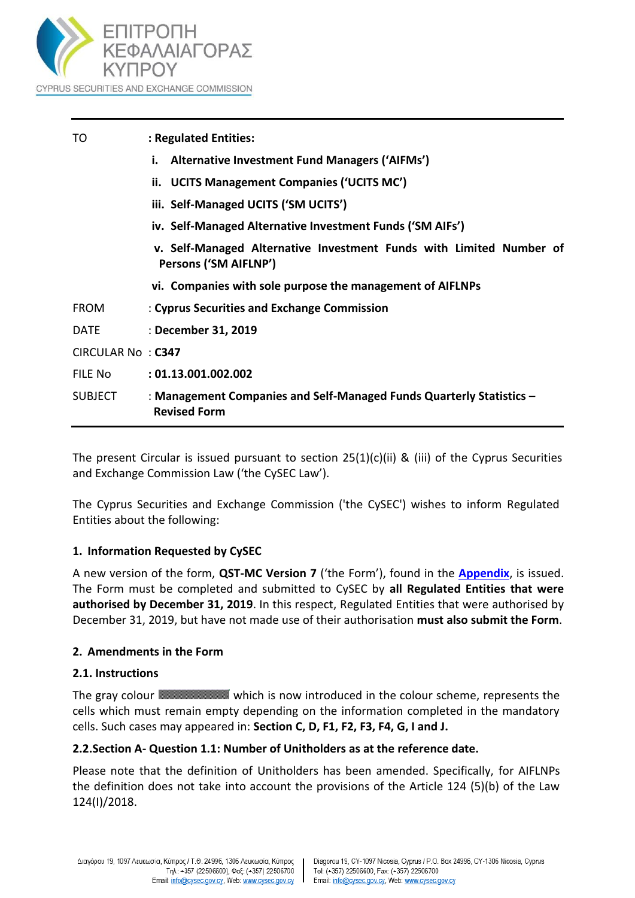ΕΠΙΤΡΟΠΗ ΚΕΦΑΛΑΙΑΓΟΡΑΣ ΚΥΠΡΟΥ

CYPRUS SECURITIES AND EXCHANGE COMMISSION

| | |
|---|---|
| TO | **: Regulated Entities:** |
| | **i. Alternative Investment Fund Managers ('AIFMs')** |
| | **ii. UCITS Management Companies ('UCITS MC')** |
| | **iii. Self-Managed UCITS ('SM UCITS')** |
| | **iv. Self-Managed Alternative Investment Funds ('SM AIFs')** |
| | **v. Self-Managed Alternative Investment Funds with Limited Number of Persons ('SM AIFLNP')** |
| | **vi. Companies with sole purpose the management of AIFLNPs** |
| FROM | : **Cyprus Securities and Exchange Commission** |
| DATE | : **December 31, 2019** |
| CIRCULAR No | : **C347** |
| FILE No | **: 01.13.001.002.002** |
| SUBJECT | : **Management Companies and Self-Managed Funds Quarterly Statistics – Revised Form** |

The present Circular is issued pursuant to section 25(1)(c)(ii) & (iii) of the Cyprus Securities and Exchange Commission Law ('the CySEC Law').

The Cyprus Securities and Exchange Commission ('the CySEC') wishes to inform Regulated Entities about the following:

### 1. Information Requested by CySEC

A new version of the form, **QST-MC Version 7** ('the Form'), found in the **Appendix**, is issued. The Form must be completed and submitted to CySEC by **all Regulated Entities that were authorised by December 31, 2019**. In this respect, Regulated Entities that were authorised by December 31, 2019, but have not made use of their authorisation **must also submit the Form**.

### 2. Amendments in the Form

#### 2.1. Instructions

The gray colour ▒▒▒▒▒▒ which is now introduced in the colour scheme, represents the cells which must remain empty depending on the information completed in the mandatory cells. Such cases may appeared in: **Section C, D, F1, F2, F3, F4, G, I and J.**

#### 2.2.Section A- Question 1.1: Number of Unitholders as at the reference date.

Please note that the definition of Unitholders has been amended. Specifically, for AIFLNPs the definition does not take into account the provisions of the Article 124 (5)(b) of the Law 124(I)/2018.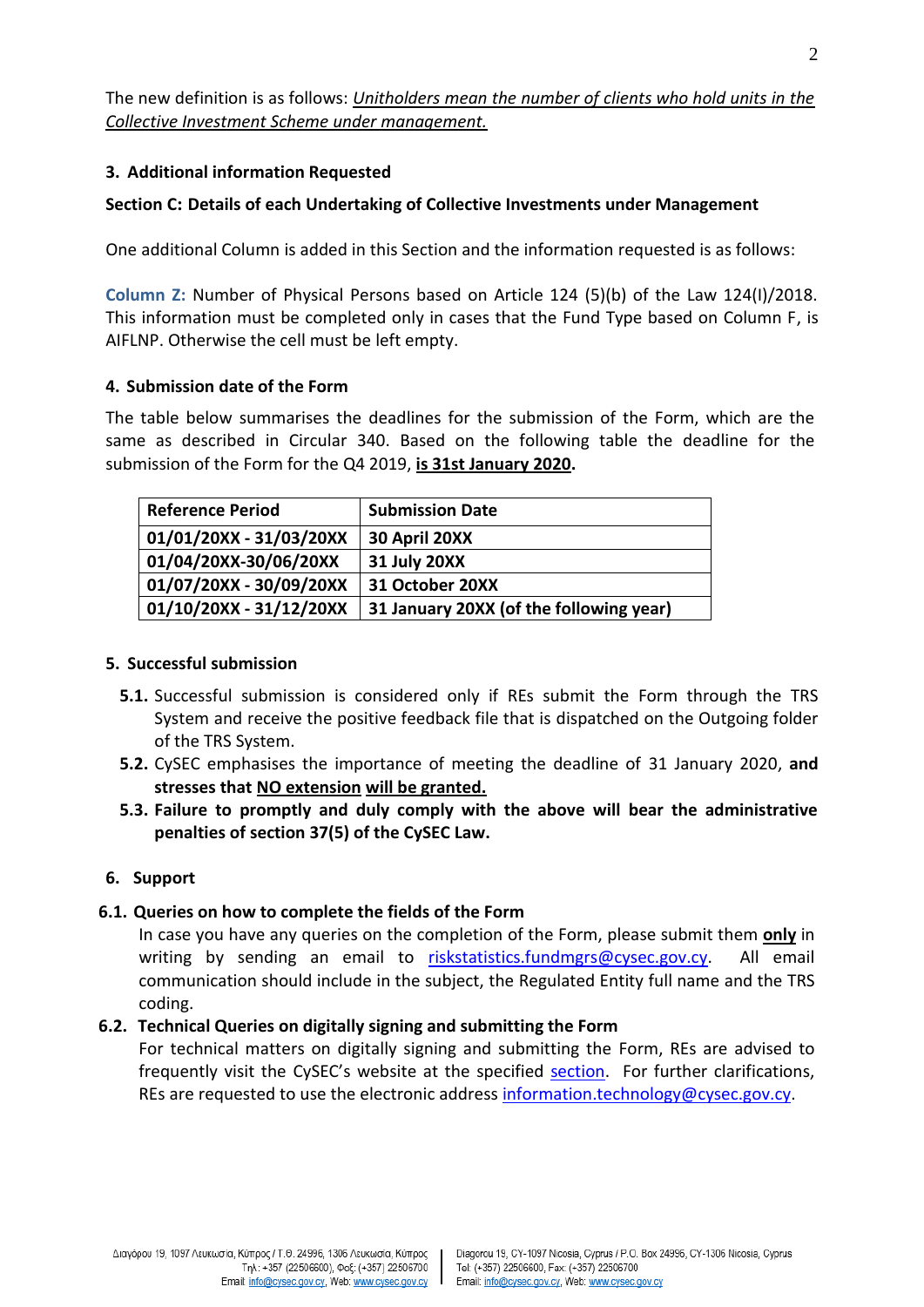The new definition is as follows: *Unitholders mean the number of clients who hold units in the Collective Investment Scheme under management.*

### 3. Additional information Requested

**Section C: Details of each Undertaking of Collective Investments under Management**

One additional Column is added in this Section and the information requested is as follows:

**Column Z:** Number of Physical Persons based on Article 124 (5)(b) of the Law 124(I)/2018. This information must be completed only in cases that the Fund Type based on Column F, is AIFLNP. Otherwise the cell must be left empty.

### 4. Submission date of the Form

The table below summarises the deadlines for the submission of the Form, which are the same as described in Circular 340. Based on the following table the deadline for the submission of the Form for the Q4 2019, **is 31st January 2020.**

| Reference Period | Submission Date |
|---|---|
| 01/01/20XX - 31/03/20XX | 30 April 20XX |
| 01/04/20XX-30/06/20XX | 31 July 20XX |
| 01/07/20XX - 30/09/20XX | 31 October 20XX |
| 01/10/20XX - 31/12/20XX | 31 January 20XX (of the following year) |

### 5. Successful submission

**5.1.** Successful submission is considered only if REs submit the Form through the TRS System and receive the positive feedback file that is dispatched on the Outgoing folder of the TRS System.

**5.2.** CySEC emphasises the importance of meeting the deadline of 31 January 2020, **and stresses that NO extension will be granted.**

**5.3. Failure to promptly and duly comply with the above will bear the administrative penalties of section 37(5) of the CySEC Law.**

### 6. Support

#### 6.1. Queries on how to complete the fields of the Form

In case you have any queries on the completion of the Form, please submit them **only** in writing by sending an email to riskstatistics.fundmgrs@cysec.gov.cy. All email communication should include in the subject, the Regulated Entity full name and the TRS coding.

#### 6.2. Technical Queries on digitally signing and submitting the Form

For technical matters on digitally signing and submitting the Form, REs are advised to frequently visit the CySEC's website at the specified section. For further clarifications, REs are requested to use the electronic address information.technology@cysec.gov.cy.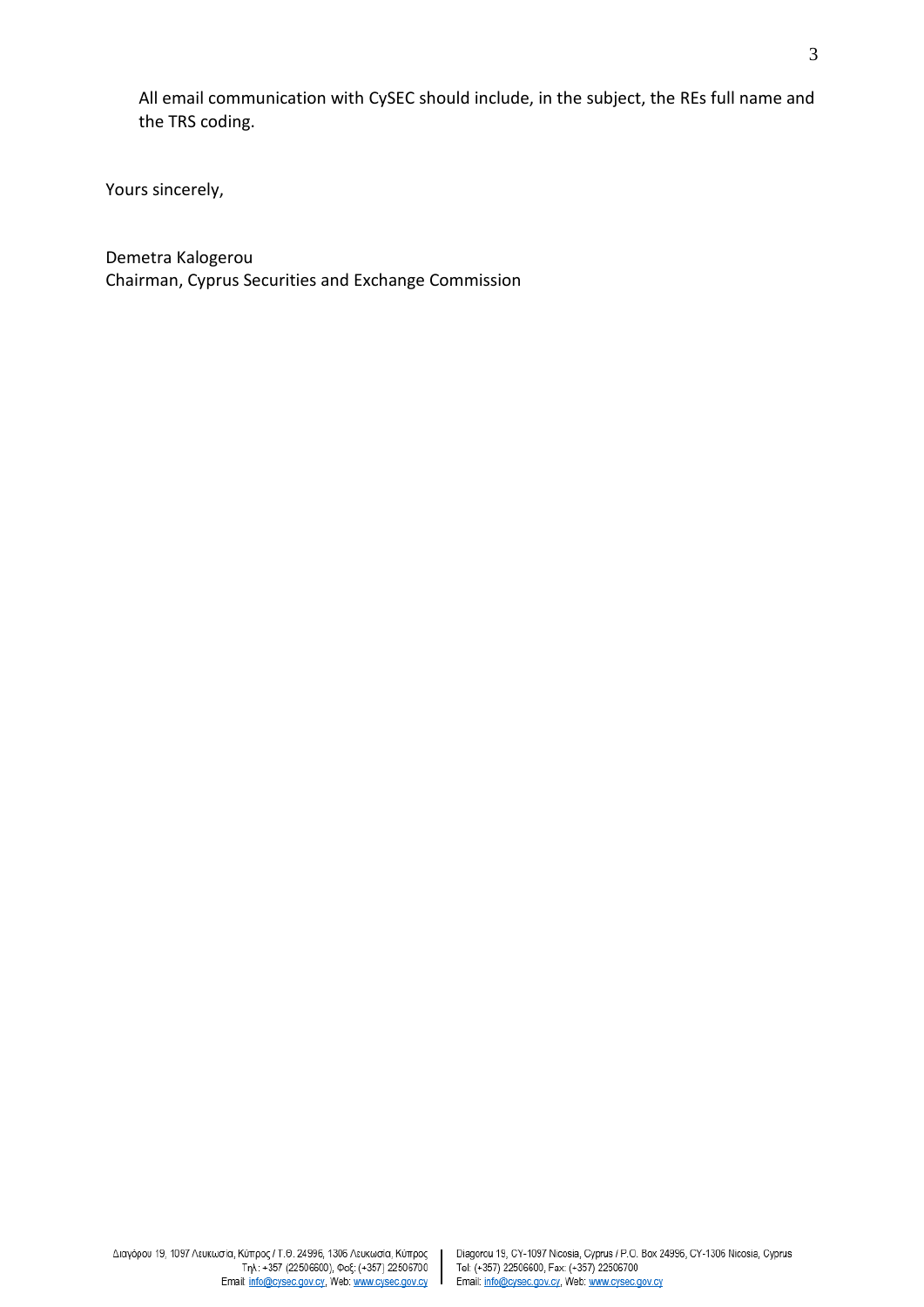All email communication with CySEC should include, in the subject, the REs full name and the TRS coding.

Yours sincerely,

Demetra Kalogerou
Chairman, Cyprus Securities and Exchange Commission